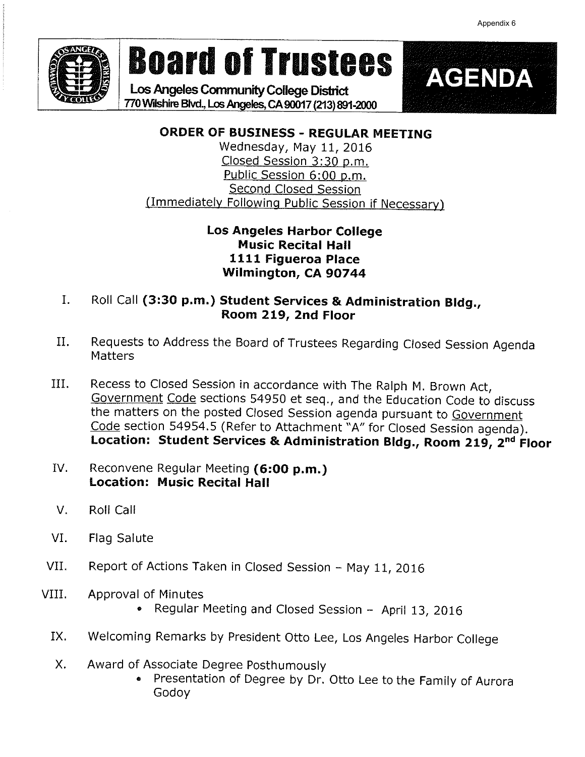Appendix 6

# Board of Trustees

**Los Angeles Community College District**
770 Wilshire Blvd., Los Angeles, CA 90017 (213) 891-2000

**AGENDA**

## ORDER OF BUSINESS - REGULAR MEETING

Wednesday, May 11, 2016
Closed Session 3:30 p.m.
Public Session 6:00 p.m.
Second Closed Session
(Immediately Following Public Session if Necessary)

**Los Angeles Harbor College**
**Music Recital Hall**
**1111 Figueroa Place**
**Wilmington, CA 90744**

I. Roll Call **(3:30 p.m.) Student Services & Administration Bldg., Room 219, 2nd Floor**

II. Requests to Address the Board of Trustees Regarding Closed Session Agenda Matters

III. Recess to Closed Session in accordance with The Ralph M. Brown Act, Government Code sections 54950 et seq., and the Education Code to discuss the matters on the posted Closed Session agenda pursuant to Government Code section 54954.5 (Refer to Attachment "A" for Closed Session agenda). **Location: Student Services & Administration Bldg., Room 219, 2nd Floor**

IV. Reconvene Regular Meeting **(6:00 p.m.)**
**Location: Music Recital Hall**

V. Roll Call

VI. Flag Salute

VII. Report of Actions Taken in Closed Session – May 11, 2016

VIII. Approval of Minutes
- Regular Meeting and Closed Session – April 13, 2016

IX. Welcoming Remarks by President Otto Lee, Los Angeles Harbor College

X. Award of Associate Degree Posthumously
- Presentation of Degree by Dr. Otto Lee to the Family of Aurora Godoy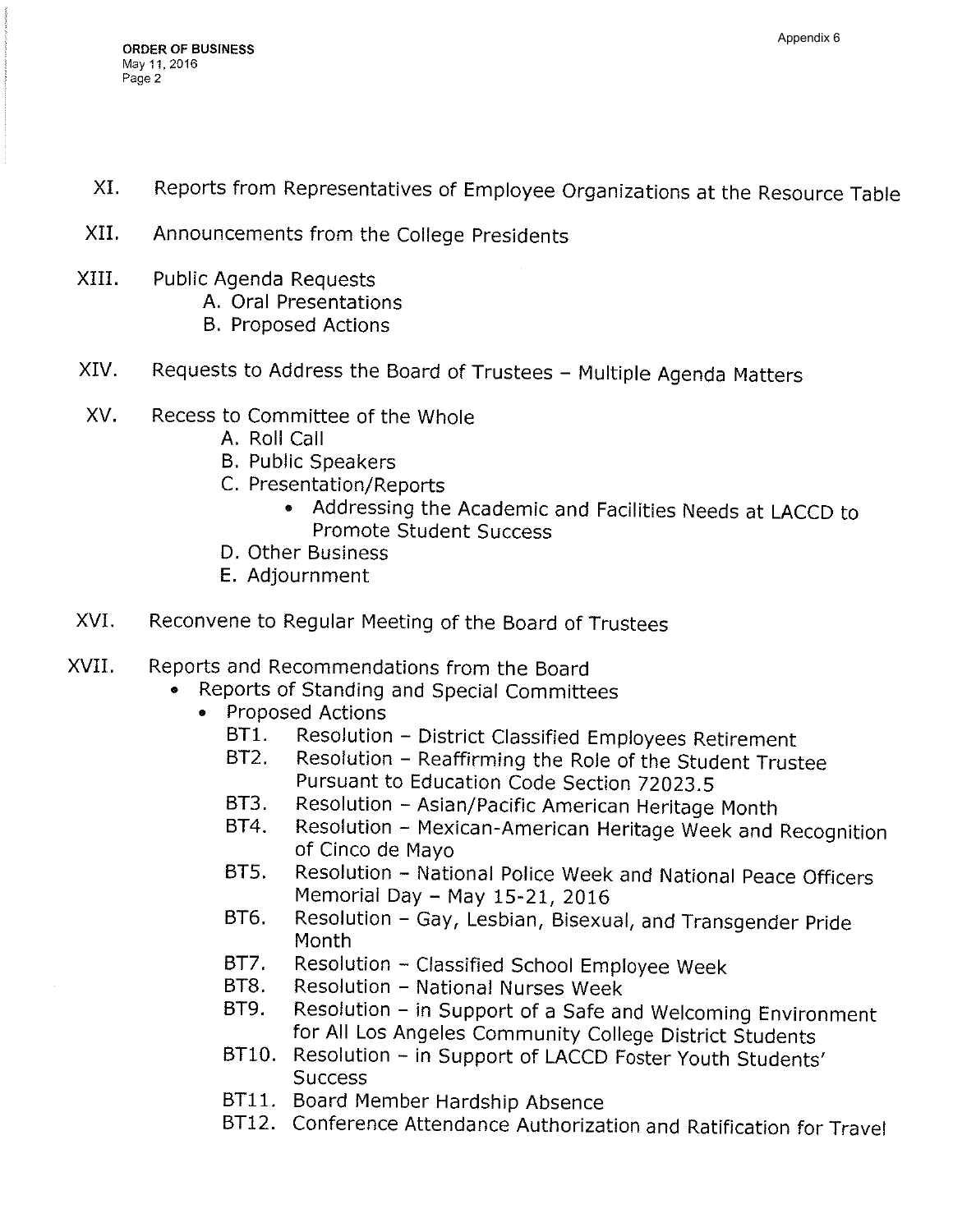XI. Reports from Representatives of Employee Organizations at the Resource Table

XII. Announcements from the College Presidents

XIII. Public Agenda Requests
   A. Oral Presentations
   B. Proposed Actions

XIV. Requests to Address the Board of Trustees – Multiple Agenda Matters

XV. Recess to Committee of the Whole
   A. Roll Call
   B. Public Speakers
   C. Presentation/Reports
      - Addressing the Academic and Facilities Needs at LACCD to Promote Student Success
   D. Other Business
   E. Adjournment

XVI. Reconvene to Regular Meeting of the Board of Trustees

XVII. Reports and Recommendations from the Board
   - Reports of Standing and Special Committees
      - Proposed Actions
         - BT1. Resolution – District Classified Employees Retirement
         - BT2. Resolution – Reaffirming the Role of the Student Trustee Pursuant to Education Code Section 72023.5
         - BT3. Resolution – Asian/Pacific American Heritage Month
         - BT4. Resolution – Mexican-American Heritage Week and Recognition of Cinco de Mayo
         - BT5. Resolution – National Police Week and National Peace Officers Memorial Day – May 15-21, 2016
         - BT6. Resolution – Gay, Lesbian, Bisexual, and Transgender Pride Month
         - BT7. Resolution – Classified School Employee Week
         - BT8. Resolution – National Nurses Week
         - BT9. Resolution – in Support of a Safe and Welcoming Environment for All Los Angeles Community College District Students
         - BT10. Resolution – in Support of LACCD Foster Youth Students' Success
         - BT11. Board Member Hardship Absence
         - BT12. Conference Attendance Authorization and Ratification for Travel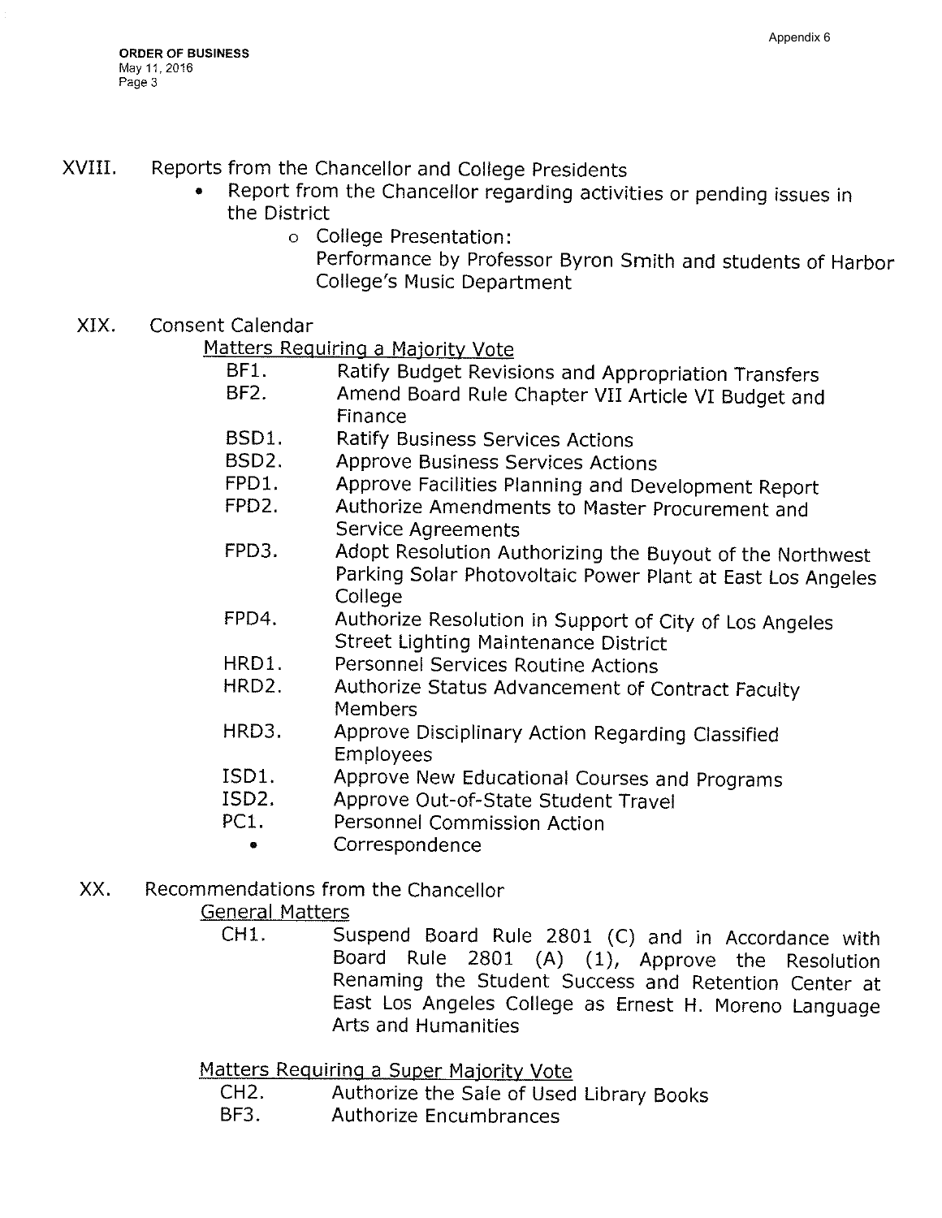XVIII. Reports from the Chancellor and College Presidents

- Report from the Chancellor regarding activities or pending issues in the District
    - College Presentation:
      Performance by Professor Byron Smith and students of Harbor College's Music Department

XIX. Consent Calendar

Matters Requiring a Majority Vote

- BF1. Ratify Budget Revisions and Appropriation Transfers
- BF2. Amend Board Rule Chapter VII Article VI Budget and Finance
- BSD1. Ratify Business Services Actions
- BSD2. Approve Business Services Actions
- FPD1. Approve Facilities Planning and Development Report
- FPD2. Authorize Amendments to Master Procurement and Service Agreements
- FPD3. Adopt Resolution Authorizing the Buyout of the Northwest Parking Solar Photovoltaic Power Plant at East Los Angeles College
- FPD4. Authorize Resolution in Support of City of Los Angeles Street Lighting Maintenance District
- HRD1. Personnel Services Routine Actions
- HRD2. Authorize Status Advancement of Contract Faculty Members
- HRD3. Approve Disciplinary Action Regarding Classified Employees
- ISD1. Approve New Educational Courses and Programs
- ISD2. Approve Out-of-State Student Travel
- PC1. Personnel Commission Action
- • Correspondence

XX. Recommendations from the Chancellor

General Matters

- CH1. Suspend Board Rule 2801 (C) and in Accordance with Board Rule 2801 (A) (1), Approve the Resolution Renaming the Student Success and Retention Center at East Los Angeles College as Ernest H. Moreno Language Arts and Humanities

Matters Requiring a Super Majority Vote

- CH2. Authorize the Sale of Used Library Books
- BF3. Authorize Encumbrances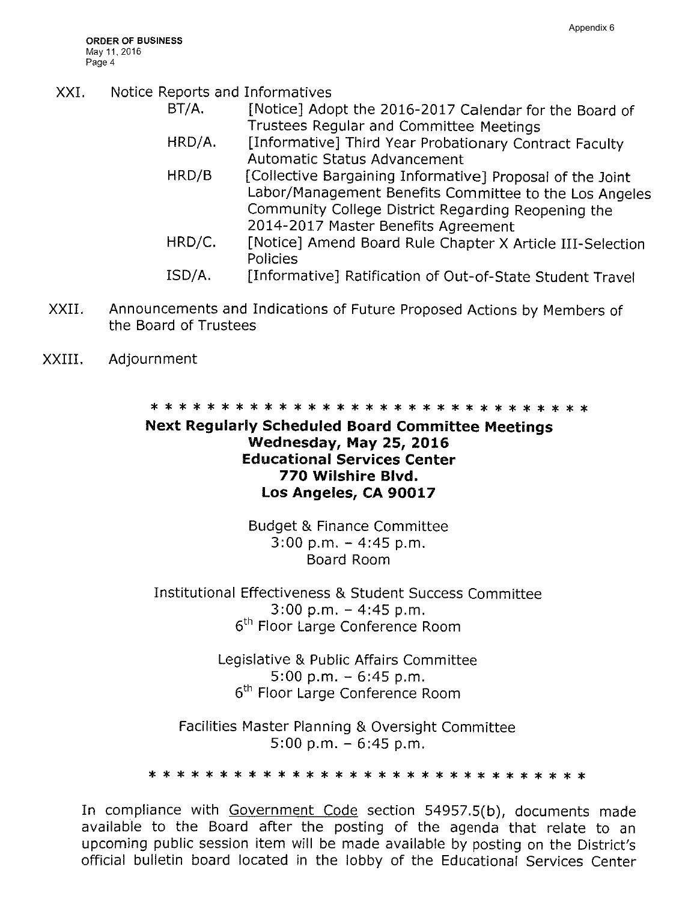XXI. Notice Reports and Informatives

- BT/A. [Notice] Adopt the 2016-2017 Calendar for the Board of Trustees Regular and Committee Meetings
- HRD/A. [Informative] Third Year Probationary Contract Faculty Automatic Status Advancement
- HRD/B [Collective Bargaining Informative] Proposal of the Joint Labor/Management Benefits Committee to the Los Angeles Community College District Regarding Reopening the 2014-2017 Master Benefits Agreement
- HRD/C. [Notice] Amend Board Rule Chapter X Article III-Selection Policies
- ISD/A. [Informative] Ratification of Out-of-State Student Travel

XXII. Announcements and Indications of Future Proposed Actions by Members of the Board of Trustees

XXIII. Adjournment

* * * * * * * * * * * * * * * * * * * * * * * * * * * * * * * *

**Next Regularly Scheduled Board Committee Meetings**
**Wednesday, May 25, 2016**
**Educational Services Center**
**770 Wilshire Blvd.**
**Los Angeles, CA 90017**

Budget & Finance Committee
3:00 p.m. – 4:45 p.m.
Board Room

Institutional Effectiveness & Student Success Committee
3:00 p.m. – 4:45 p.m.
6th Floor Large Conference Room

Legislative & Public Affairs Committee
5:00 p.m. – 6:45 p.m.
6th Floor Large Conference Room

Facilities Master Planning & Oversight Committee
5:00 p.m. – 6:45 p.m.

* * * * * * * * * * * * * * * * * * * * * * * * * * * * * * * *

In compliance with Government Code section 54957.5(b), documents made available to the Board after the posting of the agenda that relate to an upcoming public session item will be made available by posting on the District's official bulletin board located in the lobby of the Educational Services Center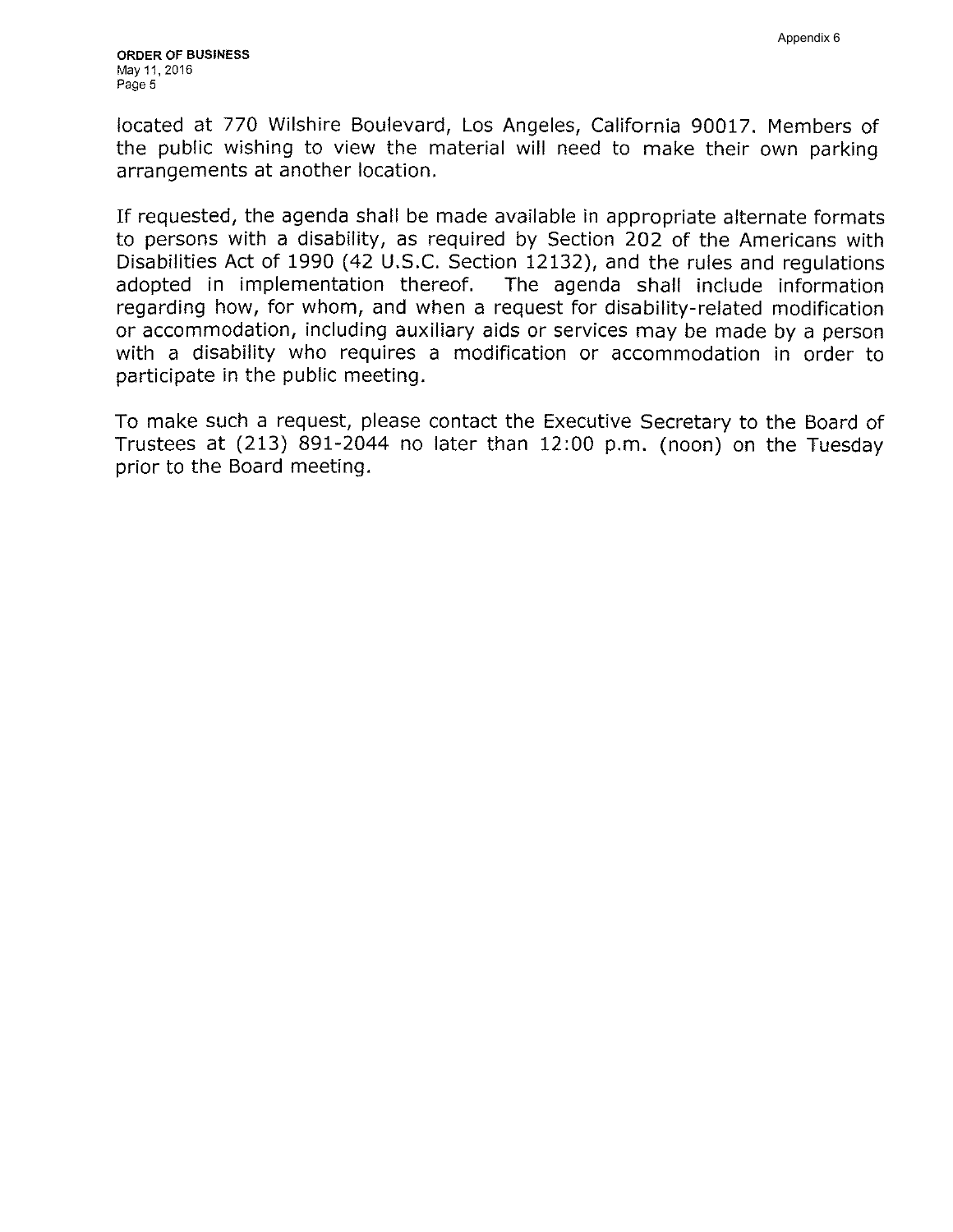located at 770 Wilshire Boulevard, Los Angeles, California 90017. Members of the public wishing to view the material will need to make their own parking arrangements at another location.

If requested, the agenda shall be made available in appropriate alternate formats to persons with a disability, as required by Section 202 of the Americans with Disabilities Act of 1990 (42 U.S.C. Section 12132), and the rules and regulations adopted in implementation thereof. The agenda shall include information regarding how, for whom, and when a request for disability-related modification or accommodation, including auxiliary aids or services may be made by a person with a disability who requires a modification or accommodation in order to participate in the public meeting.

To make such a request, please contact the Executive Secretary to the Board of Trustees at (213) 891-2044 no later than 12:00 p.m. (noon) on the Tuesday prior to the Board meeting.